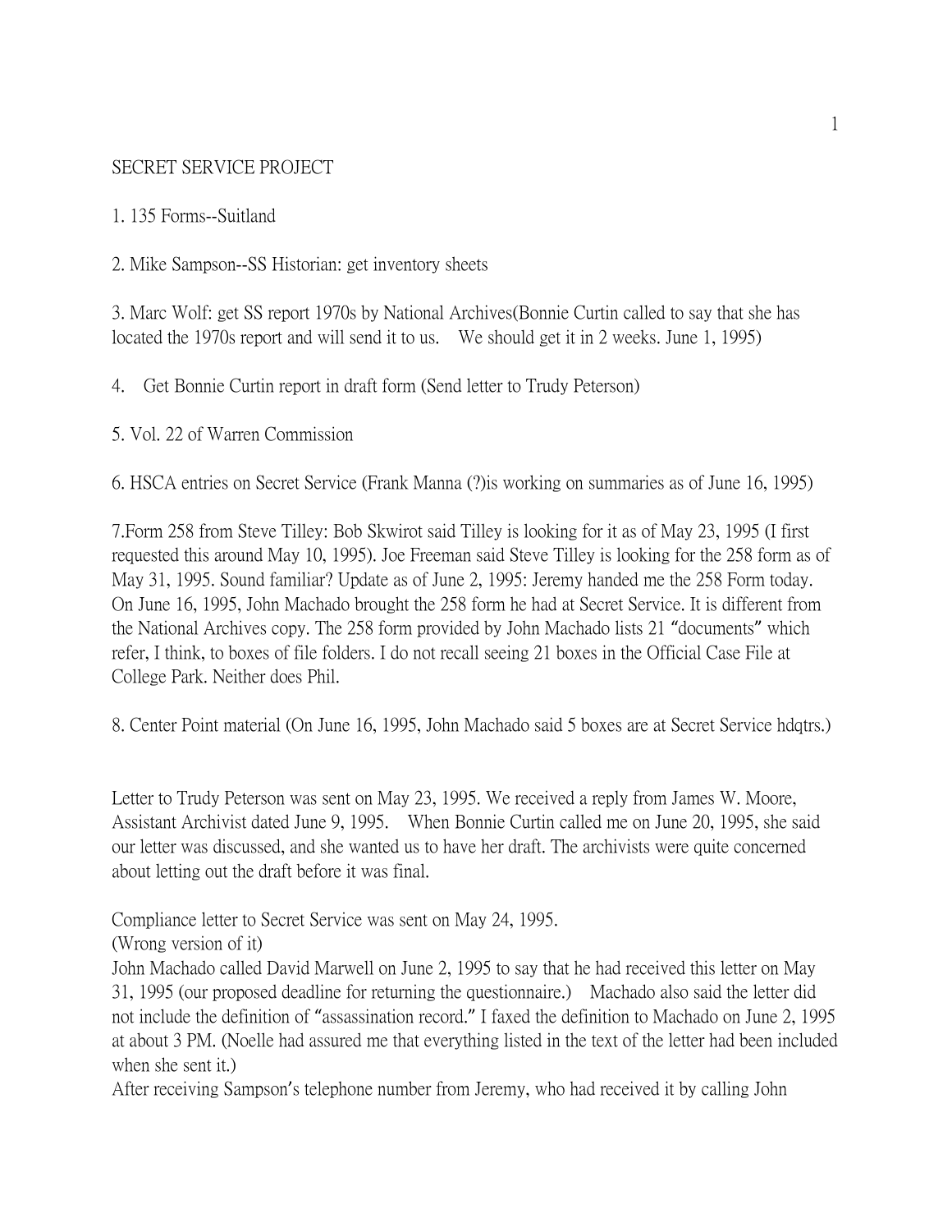SECRET SERVICE PROJECT

1. 135 Forms--Suitland

2. Mike Sampson--SS Historian: get inventory sheets

3. Marc Wolf: get SS report 1970s by National Archives(Bonnie Curtin called to say that she has located the 1970s report and will send it to us. We should get it in 2 weeks. June 1, 1995)

4. Get Bonnie Curtin report in draft form (Send letter to Trudy Peterson)

5. Vol. 22 of Warren Commission

6. HSCA entries on Secret Service (Frank Manna (?)is working on summaries as of June 16, 1995)

7.Form 258 from Steve Tilley: Bob Skwirot said Tilley is looking for it as of May 23, 1995 (I first requested this around May 10, 1995). Joe Freeman said Steve Tilley is looking for the 258 form as of May 31, 1995. Sound familiar? Update as of June 2, 1995: Jeremy handed me the 258 Form today. On June 16, 1995, John Machado brought the 258 form he had at Secret Service. It is different from the National Archives copy. The 258 form provided by John Machado lists 21 "documents" which refer, I think, to boxes of file folders. I do not recall seeing 21 boxes in the Official Case File at College Park. Neither does Phil.

8. Center Point material (On June 16, 1995, John Machado said 5 boxes are at Secret Service hdqtrs.)

Letter to Trudy Peterson was sent on May 23, 1995. We received a reply from James W. Moore, Assistant Archivist dated June 9, 1995. When Bonnie Curtin called me on June 20, 1995, she said our letter was discussed, and she wanted us to have her draft. The archivists were quite concerned about letting out the draft before it was final.

Compliance letter to Secret Service was sent on May 24, 1995.
(Wrong version of it)
John Machado called David Marwell on June 2, 1995 to say that he had received this letter on May 31, 1995 (our proposed deadline for returning the questionnaire.) Machado also said the letter did not include the definition of "assassination record." I faxed the definition to Machado on June 2, 1995 at about 3 PM. (Noelle had assured me that everything listed in the text of the letter had been included when she sent it.)
After receiving Sampson's telephone number from Jeremy, who had received it by calling John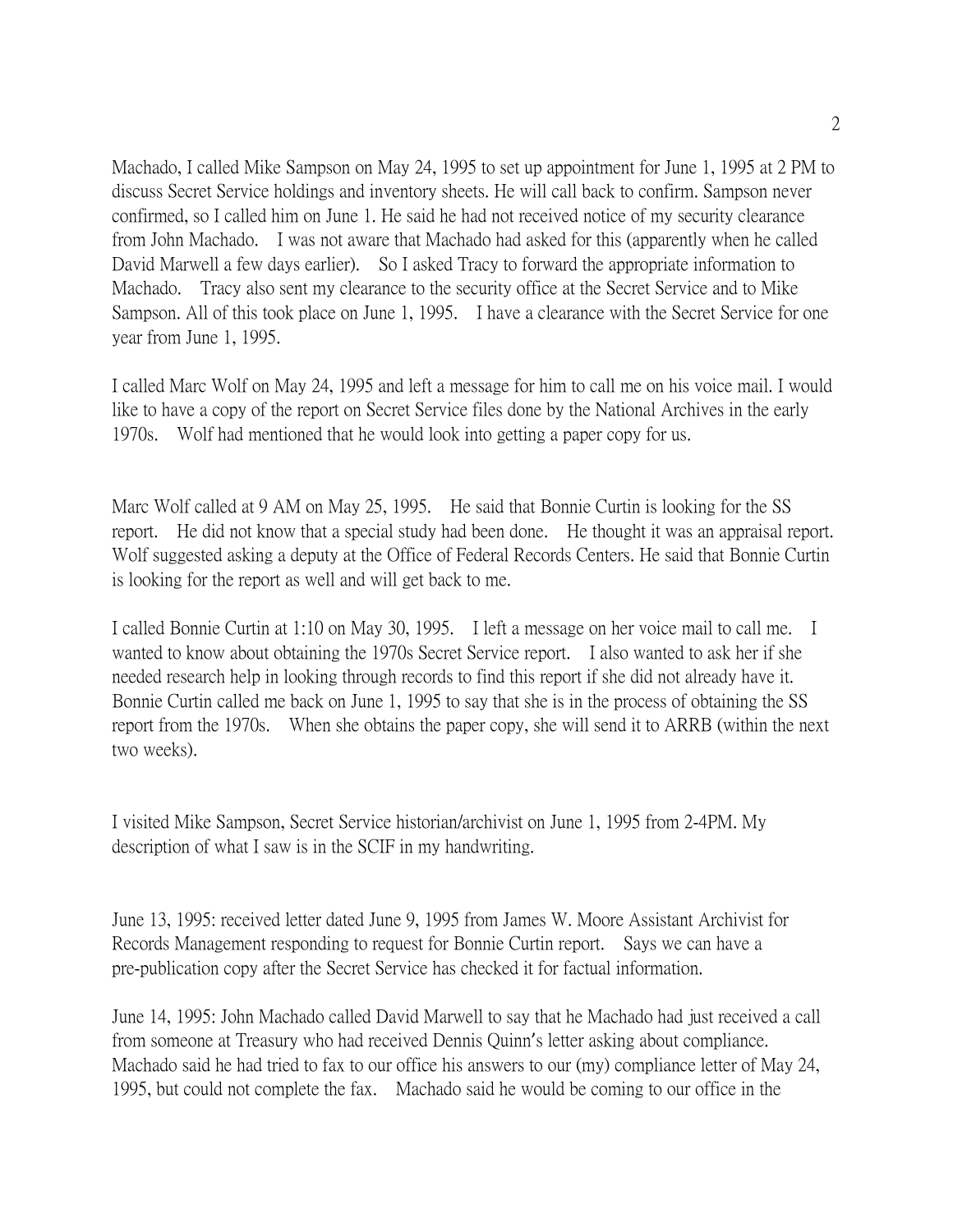Machado, I called Mike Sampson on May 24, 1995 to set up appointment for June 1, 1995 at 2 PM to discuss Secret Service holdings and inventory sheets. He will call back to confirm. Sampson never confirmed, so I called him on June 1. He said he had not received notice of my security clearance from John Machado. I was not aware that Machado had asked for this (apparently when he called David Marwell a few days earlier). So I asked Tracy to forward the appropriate information to Machado. Tracy also sent my clearance to the security office at the Secret Service and to Mike Sampson. All of this took place on June 1, 1995. I have a clearance with the Secret Service for one year from June 1, 1995.

I called Marc Wolf on May 24, 1995 and left a message for him to call me on his voice mail. I would like to have a copy of the report on Secret Service files done by the National Archives in the early 1970s. Wolf had mentioned that he would look into getting a paper copy for us.

Marc Wolf called at 9 AM on May 25, 1995. He said that Bonnie Curtin is looking for the SS report. He did not know that a special study had been done. He thought it was an appraisal report. Wolf suggested asking a deputy at the Office of Federal Records Centers. He said that Bonnie Curtin is looking for the report as well and will get back to me.

I called Bonnie Curtin at 1:10 on May 30, 1995. I left a message on her voice mail to call me. I wanted to know about obtaining the 1970s Secret Service report. I also wanted to ask her if she needed research help in looking through records to find this report if she did not already have it. Bonnie Curtin called me back on June 1, 1995 to say that she is in the process of obtaining the SS report from the 1970s. When she obtains the paper copy, she will send it to ARRB (within the next two weeks).

I visited Mike Sampson, Secret Service historian/archivist on June 1, 1995 from 2-4PM. My description of what I saw is in the SCIF in my handwriting.

June 13, 1995: received letter dated June 9, 1995 from James W. Moore Assistant Archivist for Records Management responding to request for Bonnie Curtin report. Says we can have a pre-publication copy after the Secret Service has checked it for factual information.

June 14, 1995: John Machado called David Marwell to say that he Machado had just received a call from someone at Treasury who had received Dennis Quinn's letter asking about compliance. Machado said he had tried to fax to our office his answers to our (my) compliance letter of May 24, 1995, but could not complete the fax. Machado said he would be coming to our office in the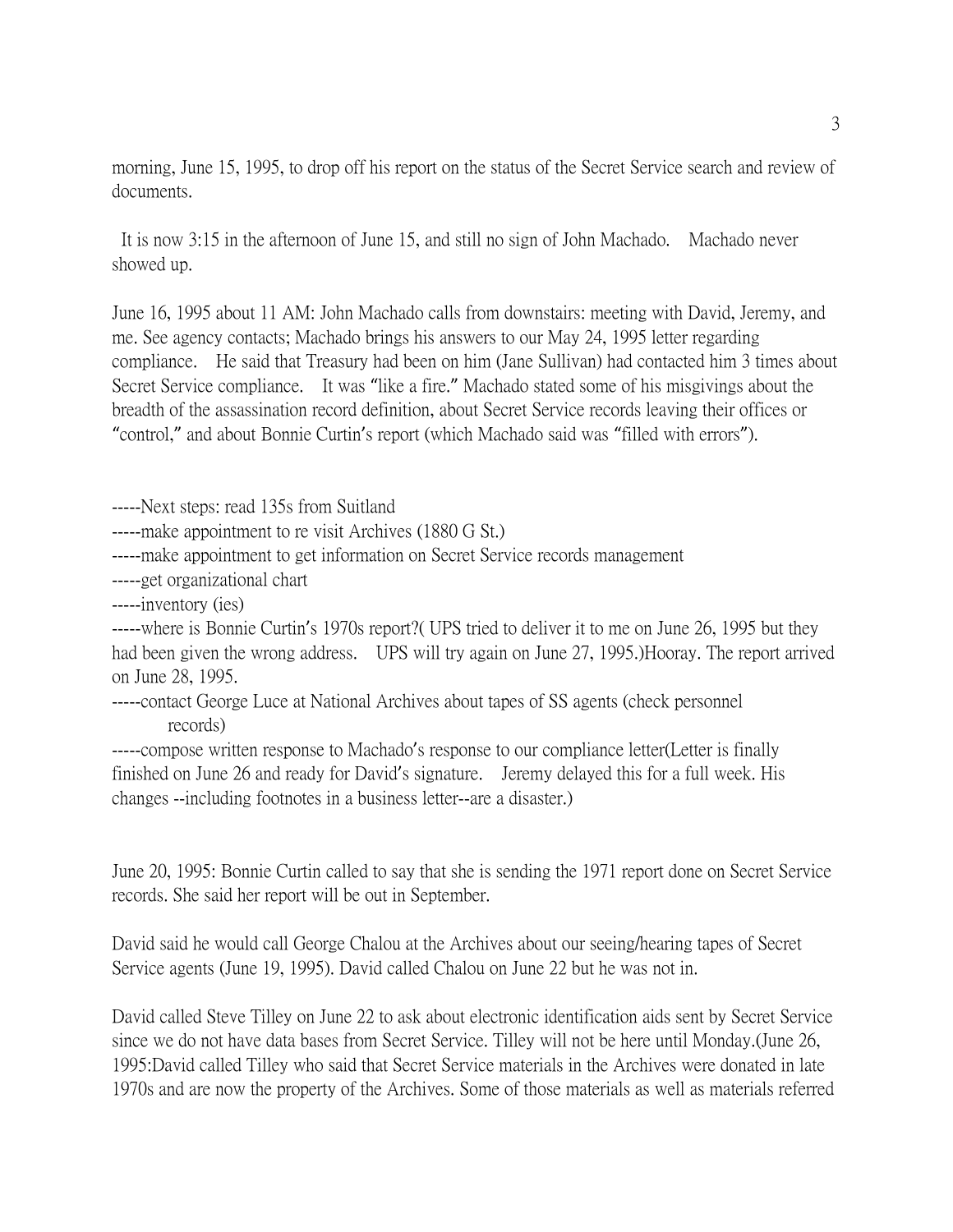morning, June 15, 1995, to drop off his report on the status of the Secret Service search and review of documents.

It is now 3:15 in the afternoon of June 15, and still no sign of John Machado. Machado never showed up.

June 16, 1995 about 11 AM: John Machado calls from downstairs: meeting with David, Jeremy, and me. See agency contacts; Machado brings his answers to our May 24, 1995 letter regarding compliance. He said that Treasury had been on him (Jane Sullivan) had contacted him 3 times about Secret Service compliance. It was "like a fire." Machado stated some of his misgivings about the breadth of the assassination record definition, about Secret Service records leaving their offices or "control," and about Bonnie Curtin's report (which Machado said was "filled with errors").

-----Next steps: read 135s from Suitland
-----make appointment to re visit Archives (1880 G St.)
-----make appointment to get information on Secret Service records management
-----get organizational chart
-----inventory (ies)
-----where is Bonnie Curtin's 1970s report?( UPS tried to deliver it to me on June 26, 1995 but they had been given the wrong address. UPS will try again on June 27, 1995.)Hooray. The report arrived on June 28, 1995.
-----contact George Luce at National Archives about tapes of SS agents (check personnel records)
-----compose written response to Machado's response to our compliance letter(Letter is finally finished on June 26 and ready for David's signature. Jeremy delayed this for a full week. His changes --including footnotes in a business letter--are a disaster.)

June 20, 1995: Bonnie Curtin called to say that she is sending the 1971 report done on Secret Service records. She said her report will be out in September.

David said he would call George Chalou at the Archives about our seeing/hearing tapes of Secret Service agents (June 19, 1995). David called Chalou on June 22 but he was not in.

David called Steve Tilley on June 22 to ask about electronic identification aids sent by Secret Service since we do not have data bases from Secret Service. Tilley will not be here until Monday.(June 26, 1995:David called Tilley who said that Secret Service materials in the Archives were donated in late 1970s and are now the property of the Archives. Some of those materials as well as materials referred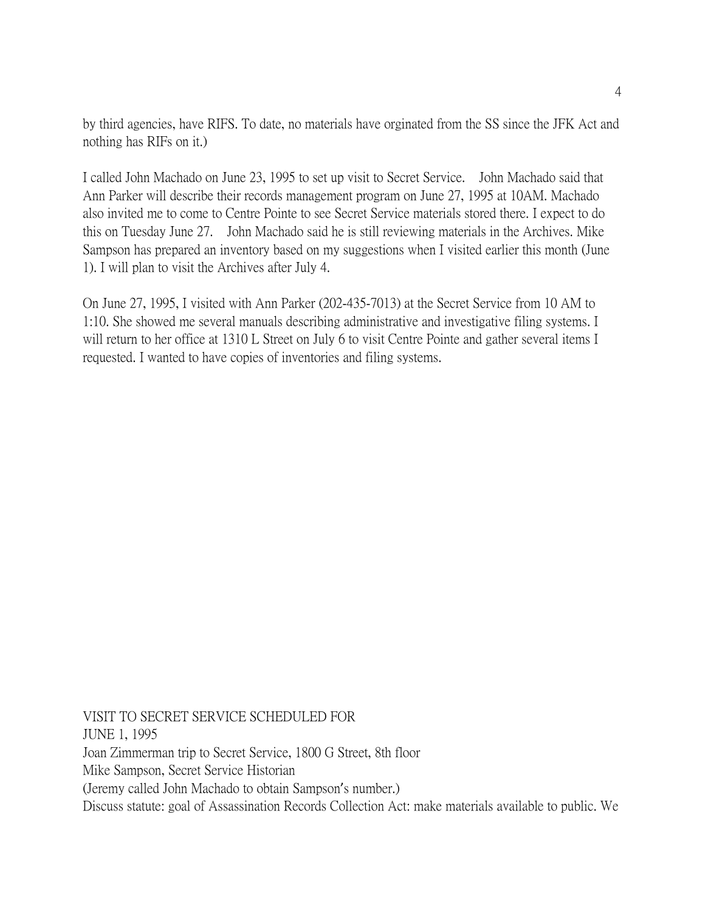by third agencies, have RIFS. To date, no materials have orginated from the SS since the JFK Act and nothing has RIFs on it.)

I called John Machado on June 23, 1995 to set up visit to Secret Service. John Machado said that Ann Parker will describe their records management program on June 27, 1995 at 10AM. Machado also invited me to come to Centre Pointe to see Secret Service materials stored there. I expect to do this on Tuesday June 27. John Machado said he is still reviewing materials in the Archives. Mike Sampson has prepared an inventory based on my suggestions when I visited earlier this month (June 1). I will plan to visit the Archives after July 4.

On June 27, 1995, I visited with Ann Parker (202-435-7013) at the Secret Service from 10 AM to 1:10. She showed me several manuals describing administrative and investigative filing systems. I will return to her office at 1310 L Street on July 6 to visit Centre Pointe and gather several items I requested. I wanted to have copies of inventories and filing systems.

VISIT TO SECRET SERVICE SCHEDULED FOR
JUNE 1, 1995
Joan Zimmerman trip to Secret Service, 1800 G Street, 8th floor
Mike Sampson, Secret Service Historian
(Jeremy called John Machado to obtain Sampson's number.)
Discuss statute: goal of Assassination Records Collection Act: make materials available to public. We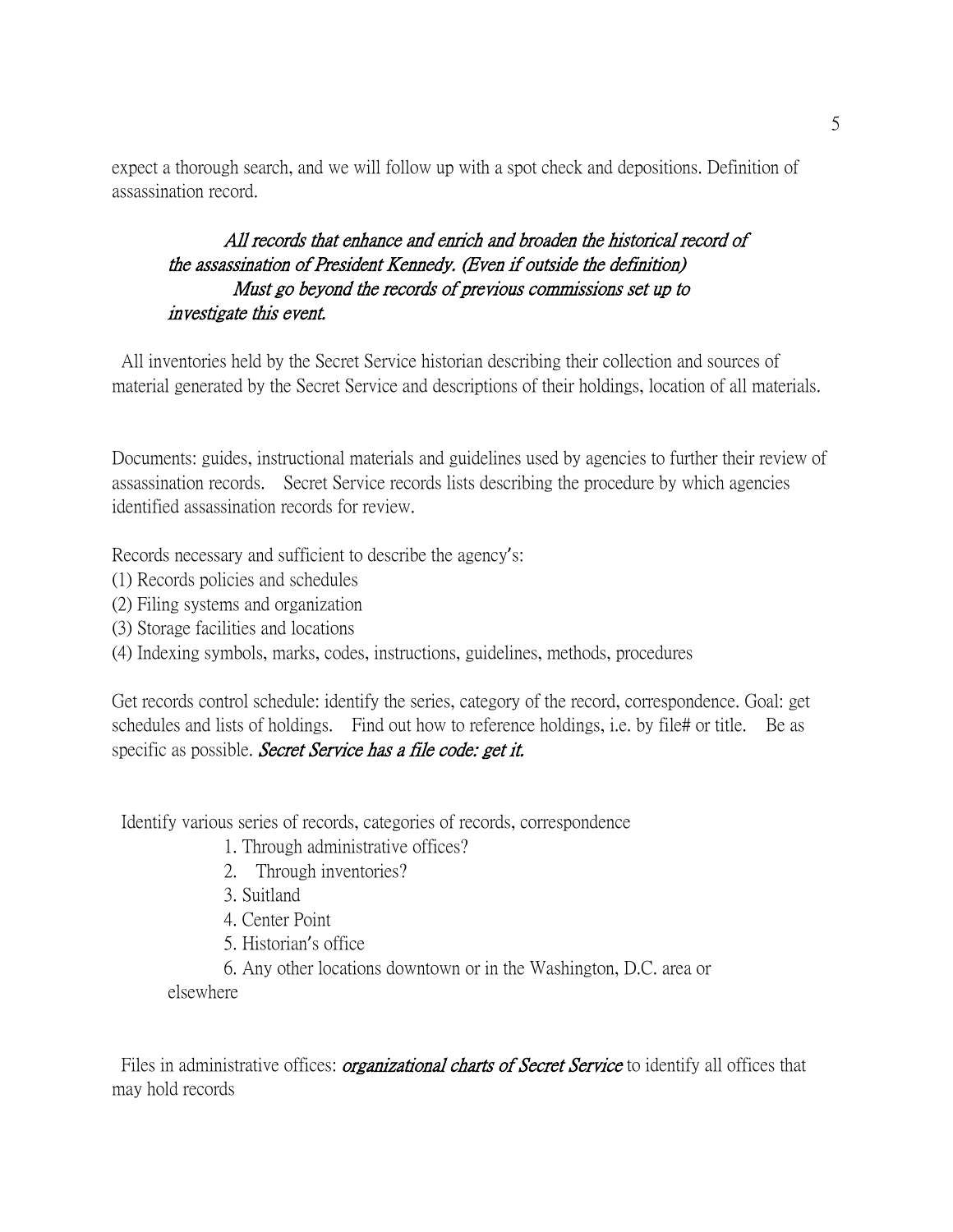expect a thorough search, and we will follow up with a spot check and depositions. Definition of assassination record.

> *All records that enhance and enrich and broaden the historical record of the assassination of President Kennedy. (Even if outside the definition)*
> *Must go beyond the records of previous commissions set up to investigate this event.*

All inventories held by the Secret Service historian describing their collection and sources of material generated by the Secret Service and descriptions of their holdings, location of all materials.

Documents: guides, instructional materials and guidelines used by agencies to further their review of assassination records. Secret Service records lists describing the procedure by which agencies identified assassination records for review.

Records necessary and sufficient to describe the agency's:
(1) Records policies and schedules
(2) Filing systems and organization
(3) Storage facilities and locations
(4) Indexing symbols, marks, codes, instructions, guidelines, methods, procedures

Get records control schedule: identify the series, category of the record, correspondence. Goal: get schedules and lists of holdings. Find out how to reference holdings, i.e. by file# or title. Be as specific as possible. *Secret Service has a file code: get it.*

Identify various series of records, categories of records, correspondence

1. Through administrative offices?
2. Through inventories?
3. Suitland
4. Center Point
5. Historian's office
6. Any other locations downtown or in the Washington, D.C. area or elsewhere

Files in administrative offices: *organizational charts of Secret Service* to identify all offices that may hold records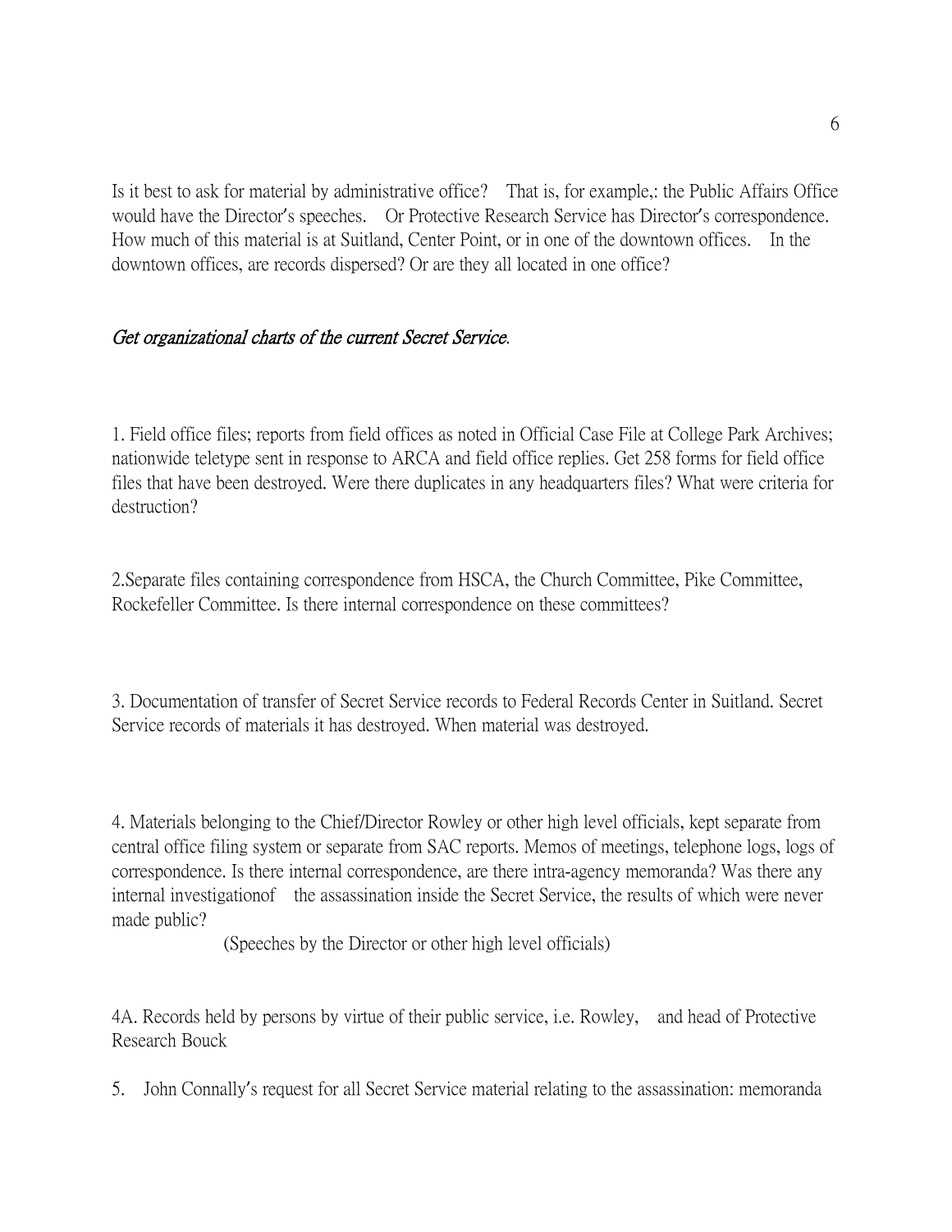Is it best to ask for material by administrative office? That is, for example,: the Public Affairs Office would have the Director's speeches. Or Protective Research Service has Director's correspondence. How much of this material is at Suitland, Center Point, or in one of the downtown offices. In the downtown offices, are records dispersed? Or are they all located in one office?

*Get organizational charts of the current Secret Service.*

1. Field office files; reports from field offices as noted in Official Case File at College Park Archives; nationwide teletype sent in response to ARCA and field office replies. Get 258 forms for field office files that have been destroyed. Were there duplicates in any headquarters files? What were criteria for destruction?

2.Separate files containing correspondence from HSCA, the Church Committee, Pike Committee, Rockefeller Committee. Is there internal correspondence on these committees?

3. Documentation of transfer of Secret Service records to Federal Records Center in Suitland. Secret Service records of materials it has destroyed. When material was destroyed.

4. Materials belonging to the Chief/Director Rowley or other high level officials, kept separate from central office filing system or separate from SAC reports. Memos of meetings, telephone logs, logs of correspondence. Is there internal correspondence, are there intra-agency memoranda? Was there any internal investigationof the assassination inside the Secret Service, the results of which were never made public?

(Speeches by the Director or other high level officials)

4A. Records held by persons by virtue of their public service, i.e. Rowley, and head of Protective Research Bouck

5. John Connally's request for all Secret Service material relating to the assassination: memoranda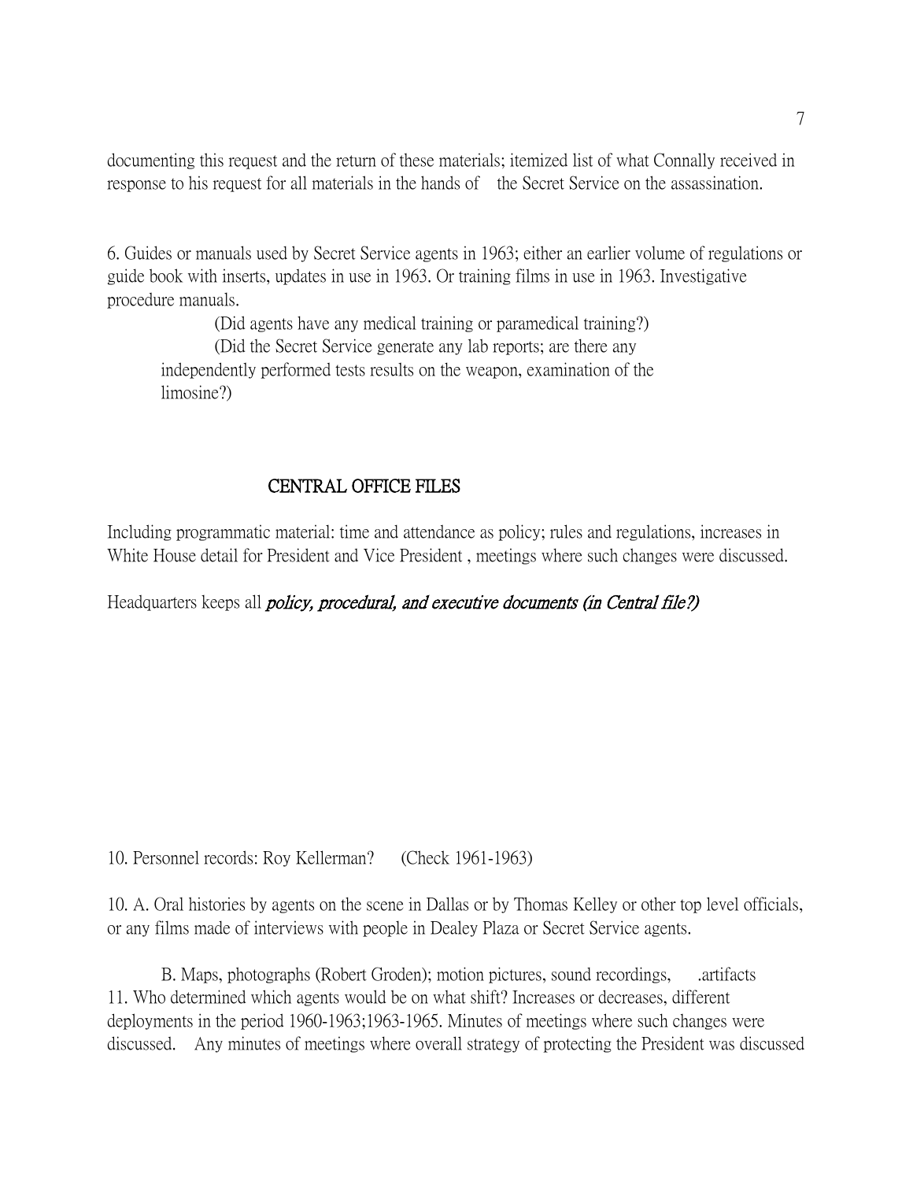documenting this request and the return of these materials; itemized list of what Connally received in response to his request for all materials in the hands of the Secret Service on the assassination.

6. Guides or manuals used by Secret Service agents in 1963; either an earlier volume of regulations or guide book with inserts, updates in use in 1963. Or training films in use in 1963. Investigative procedure manuals.

(Did agents have any medical training or paramedical training?)

(Did the Secret Service generate any lab reports; are there any independently performed tests results on the weapon, examination of the limosine?)

## CENTRAL OFFICE FILES

Including programmatic material: time and attendance as policy; rules and regulations, increases in White House detail for President and Vice President , meetings where such changes were discussed.

Headquarters keeps all ***policy, procedural, and executive documents (in Central file?)***

10. Personnel records: Roy Kellerman? (Check 1961-1963)

10. A. Oral histories by agents on the scene in Dallas or by Thomas Kelley or other top level officials, or any films made of interviews with people in Dealey Plaza or Secret Service agents.

B. Maps, photographs (Robert Groden); motion pictures, sound recordings, .artifacts

11. Who determined which agents would be on what shift? Increases or decreases, different deployments in the period 1960-1963;1963-1965. Minutes of meetings where such changes were discussed. Any minutes of meetings where overall strategy of protecting the President was discussed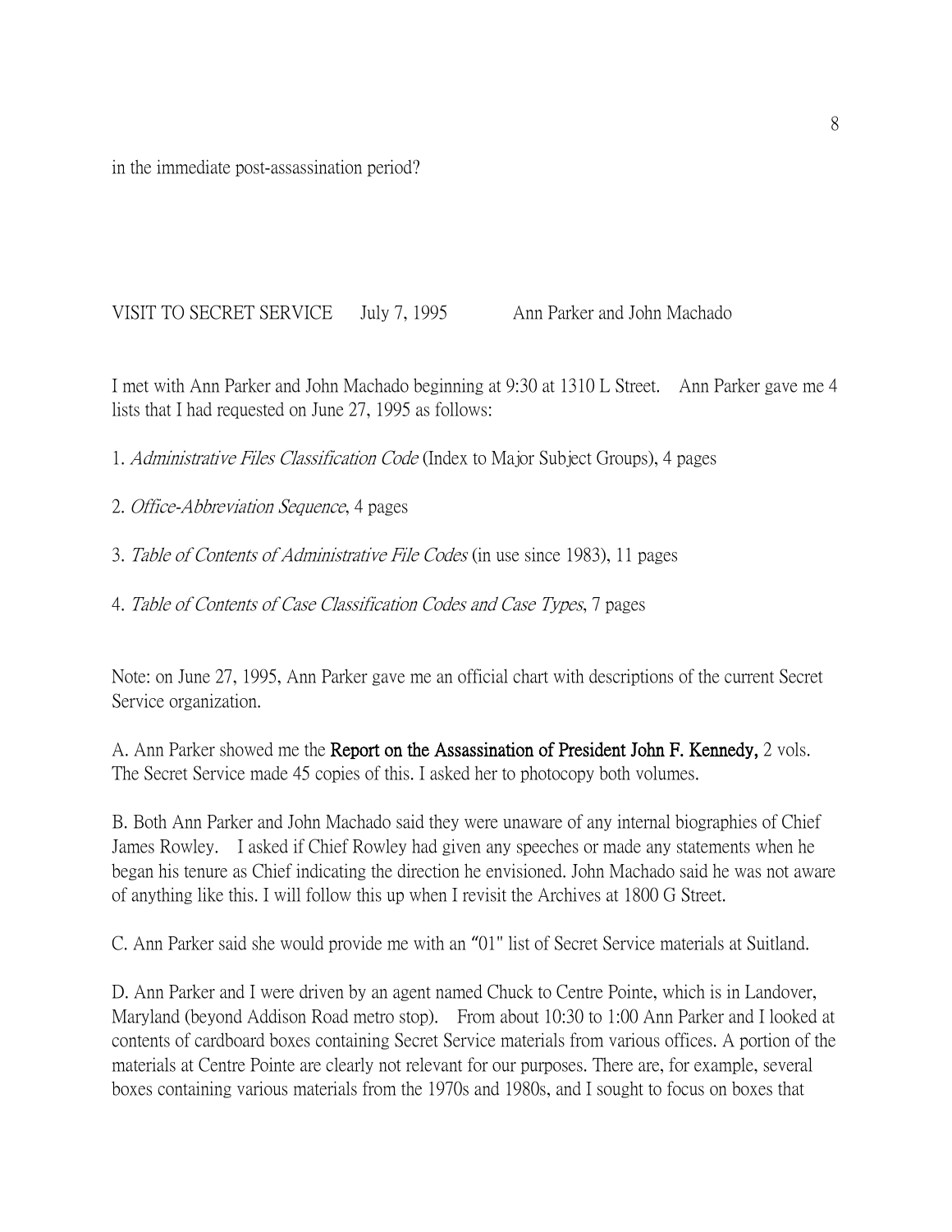in the immediate post-assassination period?

VISIT TO SECRET SERVICE July 7, 1995 Ann Parker and John Machado

I met with Ann Parker and John Machado beginning at 9:30 at 1310 L Street. Ann Parker gave me 4 lists that I had requested on June 27, 1995 as follows:

1. *Administrative Files Classification Code* (Index to Major Subject Groups), 4 pages

2. *Office-Abbreviation Sequence*, 4 pages

3. *Table of Contents of Administrative File Codes* (in use since 1983), 11 pages

4. *Table of Contents of Case Classification Codes and Case Types*, 7 pages

Note: on June 27, 1995, Ann Parker gave me an official chart with descriptions of the current Secret Service organization.

A. Ann Parker showed me the **Report on the Assassination of President John F. Kennedy,** 2 vols. The Secret Service made 45 copies of this. I asked her to photocopy both volumes.

B. Both Ann Parker and John Machado said they were unaware of any internal biographies of Chief James Rowley. I asked if Chief Rowley had given any speeches or made any statements when he began his tenure as Chief indicating the direction he envisioned. John Machado said he was not aware of anything like this. I will follow this up when I revisit the Archives at 1800 G Street.

C. Ann Parker said she would provide me with an "01" list of Secret Service materials at Suitland.

D. Ann Parker and I were driven by an agent named Chuck to Centre Pointe, which is in Landover, Maryland (beyond Addison Road metro stop). From about 10:30 to 1:00 Ann Parker and I looked at contents of cardboard boxes containing Secret Service materials from various offices. A portion of the materials at Centre Pointe are clearly not relevant for our purposes. There are, for example, several boxes containing various materials from the 1970s and 1980s, and I sought to focus on boxes that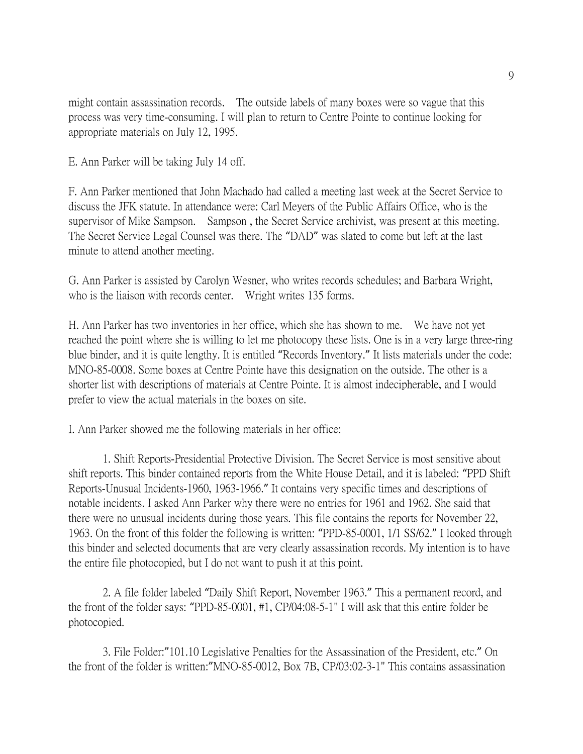might contain assassination records. The outside labels of many boxes were so vague that this process was very time-consuming. I will plan to return to Centre Pointe to continue looking for appropriate materials on July 12, 1995.

E. Ann Parker will be taking July 14 off.

F. Ann Parker mentioned that John Machado had called a meeting last week at the Secret Service to discuss the JFK statute. In attendance were: Carl Meyers of the Public Affairs Office, who is the supervisor of Mike Sampson. Sampson , the Secret Service archivist, was present at this meeting. The Secret Service Legal Counsel was there. The "DAD" was slated to come but left at the last minute to attend another meeting.

G. Ann Parker is assisted by Carolyn Wesner, who writes records schedules; and Barbara Wright, who is the liaison with records center. Wright writes 135 forms.

H. Ann Parker has two inventories in her office, which she has shown to me. We have not yet reached the point where she is willing to let me photocopy these lists. One is in a very large three-ring blue binder, and it is quite lengthy. It is entitled "Records Inventory." It lists materials under the code: MNO-85-0008. Some boxes at Centre Pointe have this designation on the outside. The other is a shorter list with descriptions of materials at Centre Pointe. It is almost indecipherable, and I would prefer to view the actual materials in the boxes on site.

I. Ann Parker showed me the following materials in her office:

1. Shift Reports-Presidential Protective Division. The Secret Service is most sensitive about shift reports. This binder contained reports from the White House Detail, and it is labeled: "PPD Shift Reports-Unusual Incidents-1960, 1963-1966." It contains very specific times and descriptions of notable incidents. I asked Ann Parker why there were no entries for 1961 and 1962. She said that there were no unusual incidents during those years. This file contains the reports for November 22, 1963. On the front of this folder the following is written: "PPD-85-0001, 1/1 SS/62." I looked through this binder and selected documents that are very clearly assassination records. My intention is to have the entire file photocopied, but I do not want to push it at this point.

2. A file folder labeled "Daily Shift Report, November 1963." This a permanent record, and the front of the folder says: "PPD-85-0001, #1, CP/04:08-5-1" I will ask that this entire folder be photocopied.

3. File Folder:"101.10 Legislative Penalties for the Assassination of the President, etc." On the front of the folder is written:"MNO-85-0012, Box 7B, CP/03:02-3-1" This contains assassination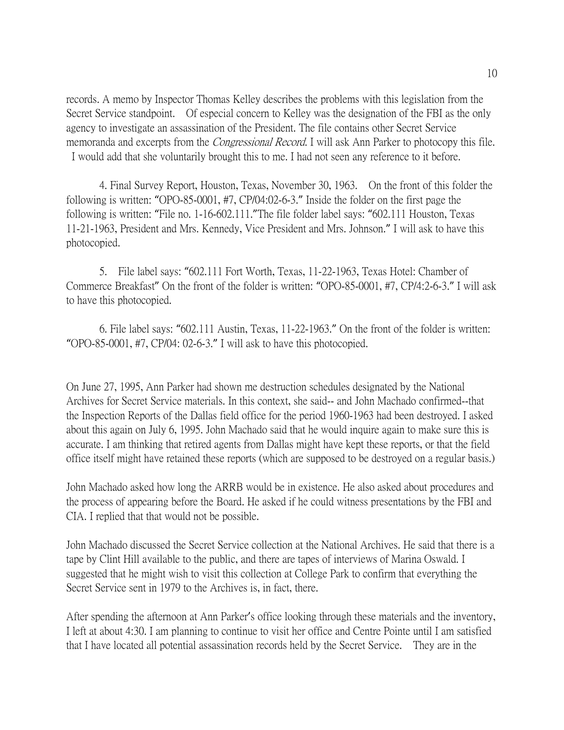records. A memo by Inspector Thomas Kelley describes the problems with this legislation from the Secret Service standpoint. Of especial concern to Kelley was the designation of the FBI as the only agency to investigate an assassination of the President. The file contains other Secret Service memoranda and excerpts from the *Congressional Record*. I will ask Ann Parker to photocopy this file. I would add that she voluntarily brought this to me. I had not seen any reference to it before.

4. Final Survey Report, Houston, Texas, November 30, 1963. On the front of this folder the following is written: "OPO-85-0001, #7, CP/04:02-6-3." Inside the folder on the first page the following is written: "File no. 1-16-602.111."The file folder label says: "602.111 Houston, Texas 11-21-1963, President and Mrs. Kennedy, Vice President and Mrs. Johnson." I will ask to have this photocopied.

5. File label says: "602.111 Fort Worth, Texas, 11-22-1963, Texas Hotel: Chamber of Commerce Breakfast" On the front of the folder is written: "OPO-85-0001, #7, CP/4:2-6-3." I will ask to have this photocopied.

6. File label says: "602.111 Austin, Texas, 11-22-1963." On the front of the folder is written: "OPO-85-0001, #7, CP/04: 02-6-3." I will ask to have this photocopied.

On June 27, 1995, Ann Parker had shown me destruction schedules designated by the National Archives for Secret Service materials. In this context, she said-- and John Machado confirmed--that the Inspection Reports of the Dallas field office for the period 1960-1963 had been destroyed. I asked about this again on July 6, 1995. John Machado said that he would inquire again to make sure this is accurate. I am thinking that retired agents from Dallas might have kept these reports, or that the field office itself might have retained these reports (which are supposed to be destroyed on a regular basis.)

John Machado asked how long the ARRB would be in existence. He also asked about procedures and the process of appearing before the Board. He asked if he could witness presentations by the FBI and CIA. I replied that that would not be possible.

John Machado discussed the Secret Service collection at the National Archives. He said that there is a tape by Clint Hill available to the public, and there are tapes of interviews of Marina Oswald. I suggested that he might wish to visit this collection at College Park to confirm that everything the Secret Service sent in 1979 to the Archives is, in fact, there.

After spending the afternoon at Ann Parker's office looking through these materials and the inventory, I left at about 4:30. I am planning to continue to visit her office and Centre Pointe until I am satisfied that I have located all potential assassination records held by the Secret Service. They are in the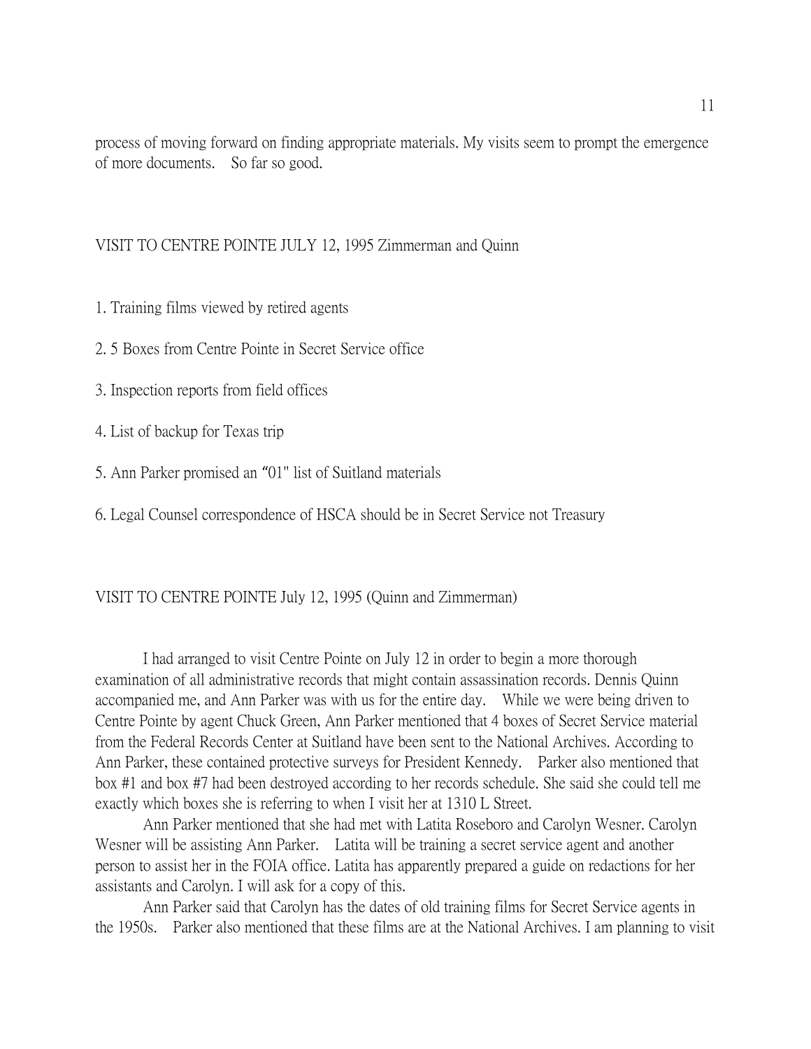process of moving forward on finding appropriate materials. My visits seem to prompt the emergence of more documents. So far so good.

VISIT TO CENTRE POINTE JULY 12, 1995 Zimmerman and Quinn

1. Training films viewed by retired agents

2. 5 Boxes from Centre Pointe in Secret Service office

3. Inspection reports from field offices

4. List of backup for Texas trip

5. Ann Parker promised an "01" list of Suitland materials

6. Legal Counsel correspondence of HSCA should be in Secret Service not Treasury

VISIT TO CENTRE POINTE July 12, 1995 (Quinn and Zimmerman)

I had arranged to visit Centre Pointe on July 12 in order to begin a more thorough examination of all administrative records that might contain assassination records. Dennis Quinn accompanied me, and Ann Parker was with us for the entire day. While we were being driven to Centre Pointe by agent Chuck Green, Ann Parker mentioned that 4 boxes of Secret Service material from the Federal Records Center at Suitland have been sent to the National Archives. According to Ann Parker, these contained protective surveys for President Kennedy. Parker also mentioned that box #1 and box #7 had been destroyed according to her records schedule. She said she could tell me exactly which boxes she is referring to when I visit her at 1310 L Street.

Ann Parker mentioned that she had met with Latita Roseboro and Carolyn Wesner. Carolyn Wesner will be assisting Ann Parker. Latita will be training a secret service agent and another person to assist her in the FOIA office. Latita has apparently prepared a guide on redactions for her assistants and Carolyn. I will ask for a copy of this.

Ann Parker said that Carolyn has the dates of old training films for Secret Service agents in the 1950s. Parker also mentioned that these films are at the National Archives. I am planning to visit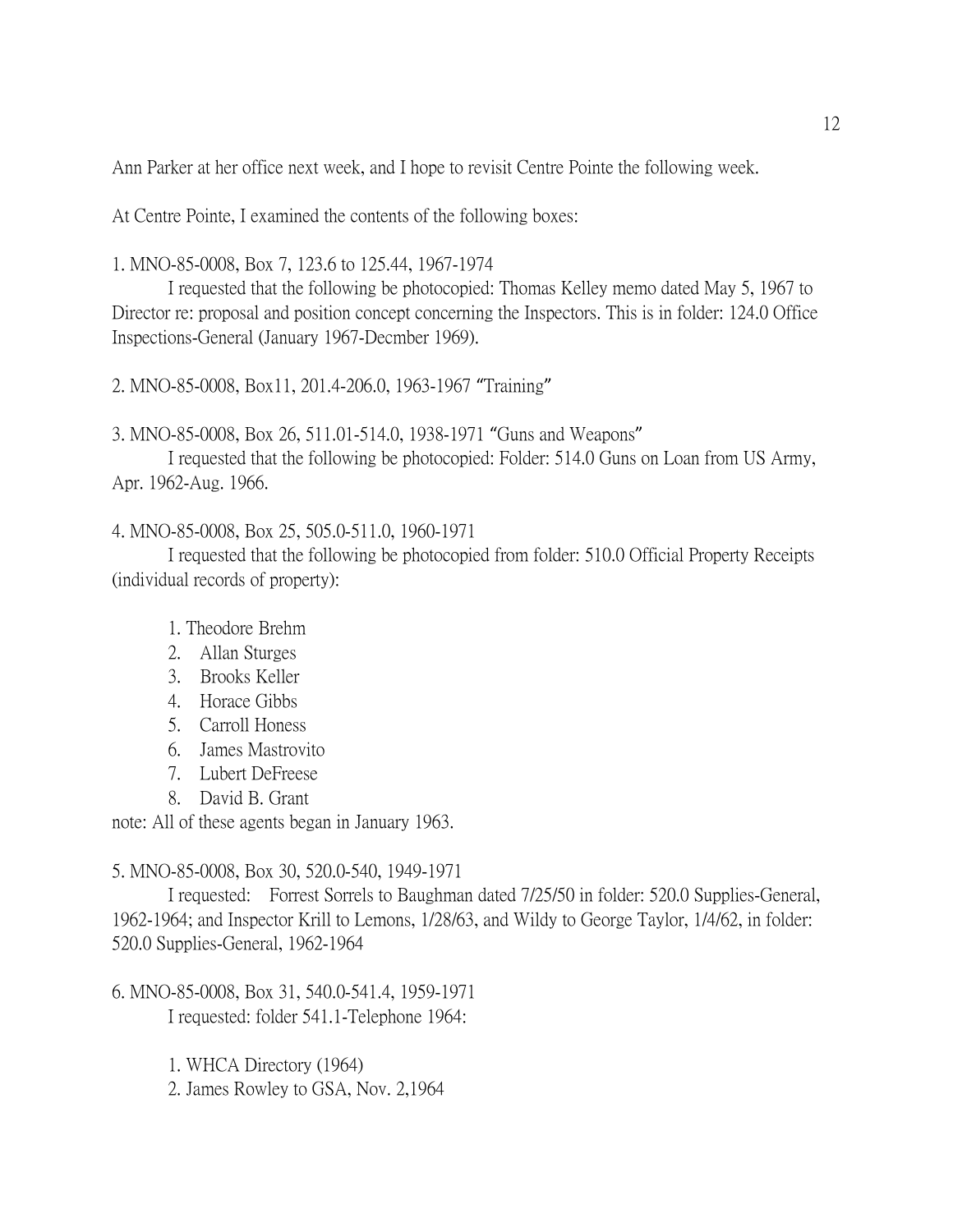Ann Parker at her office next week, and I hope to revisit Centre Pointe the following week.

At Centre Pointe, I examined the contents of the following boxes:

1. MNO-85-0008, Box 7, 123.6 to 125.44, 1967-1974

    I requested that the following be photocopied: Thomas Kelley memo dated May 5, 1967 to Director re: proposal and position concept concerning the Inspectors. This is in folder: 124.0 Office Inspections-General (January 1967-Decmber 1969).

2. MNO-85-0008, Box11, 201.4-206.0, 1963-1967 "Training"

3. MNO-85-0008, Box 26, 511.01-514.0, 1938-1971 "Guns and Weapons"

    I requested that the following be photocopied: Folder: 514.0 Guns on Loan from US Army, Apr. 1962-Aug. 1966.

4. MNO-85-0008, Box 25, 505.0-511.0, 1960-1971

    I requested that the following be photocopied from folder: 510.0 Official Property Receipts (individual records of property):

    1. Theodore Brehm
    2. Allan Sturges
    3. Brooks Keller
    4. Horace Gibbs
    5. Carroll Honess
    6. James Mastrovito
    7. Lubert DeFreese
    8. David B. Grant

note: All of these agents began in January 1963.

5. MNO-85-0008, Box 30, 520.0-540, 1949-1971

    I requested: Forrest Sorrels to Baughman dated 7/25/50 in folder: 520.0 Supplies-General, 1962-1964; and Inspector Krill to Lemons, 1/28/63, and Wildy to George Taylor, 1/4/62, in folder: 520.0 Supplies-General, 1962-1964

6. MNO-85-0008, Box 31, 540.0-541.4, 1959-1971

    I requested: folder 541.1-Telephone 1964:

    1. WHCA Directory (1964)
    2. James Rowley to GSA, Nov. 2,1964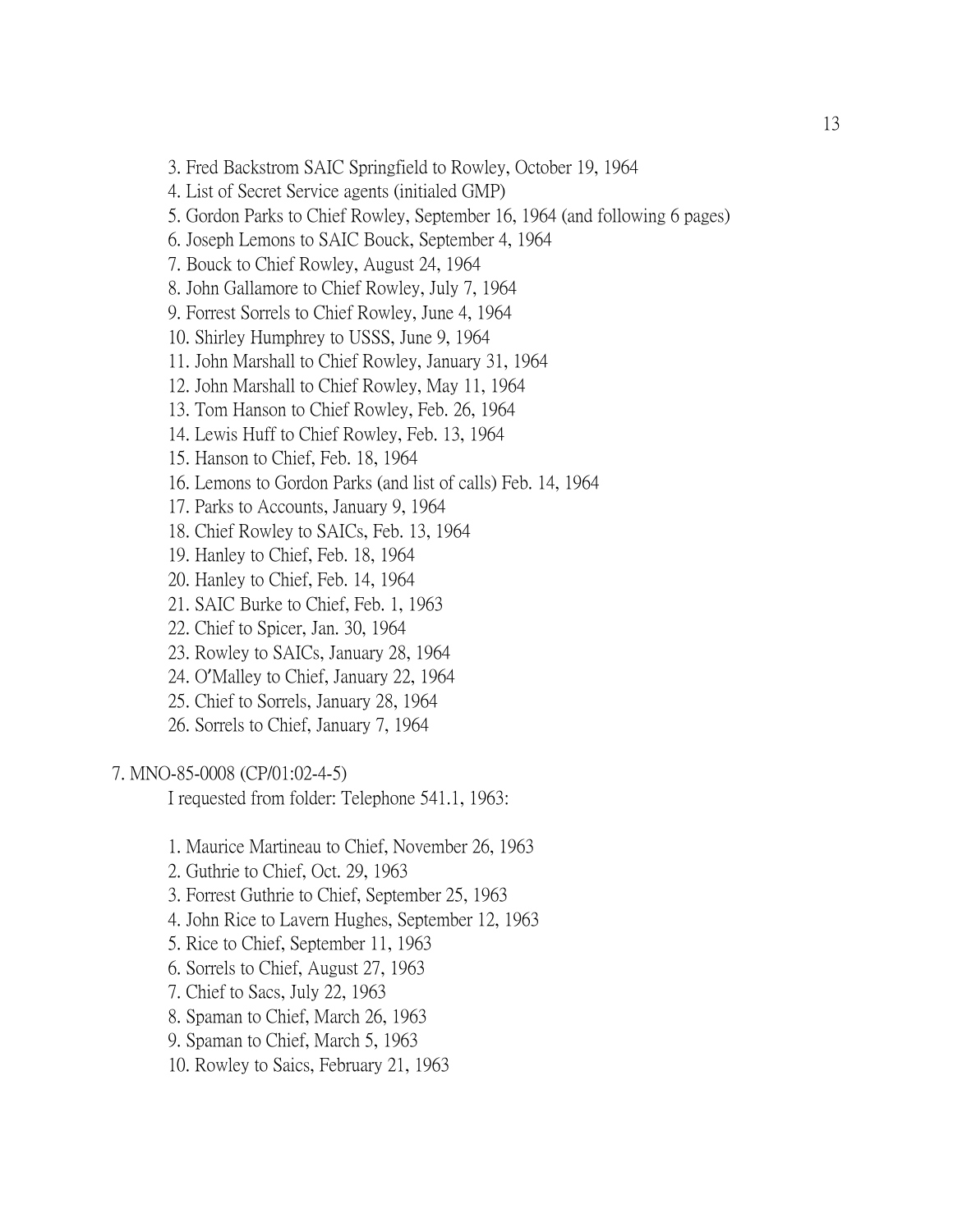3. Fred Backstrom SAIC Springfield to Rowley, October 19, 1964
4. List of Secret Service agents (initialed GMP)
5. Gordon Parks to Chief Rowley, September 16, 1964 (and following 6 pages)
6. Joseph Lemons to SAIC Bouck, September 4, 1964
7. Bouck to Chief Rowley, August 24, 1964
8. John Gallamore to Chief Rowley, July 7, 1964
9. Forrest Sorrels to Chief Rowley, June 4, 1964
10. Shirley Humphrey to USSS, June 9, 1964
11. John Marshall to Chief Rowley, January 31, 1964
12. John Marshall to Chief Rowley, May 11, 1964
13. Tom Hanson to Chief Rowley, Feb. 26, 1964
14. Lewis Huff to Chief Rowley, Feb. 13, 1964
15. Hanson to Chief, Feb. 18, 1964
16. Lemons to Gordon Parks (and list of calls) Feb. 14, 1964
17. Parks to Accounts, January 9, 1964
18. Chief Rowley to SAICs, Feb. 13, 1964
19. Hanley to Chief, Feb. 18, 1964
20. Hanley to Chief, Feb. 14, 1964
21. SAIC Burke to Chief, Feb. 1, 1963
22. Chief to Spicer, Jan. 30, 1964
23. Rowley to SAICs, January 28, 1964
24. O'Malley to Chief, January 22, 1964
25. Chief to Sorrels, January 28, 1964
26. Sorrels to Chief, January 7, 1964

7. MNO-85-0008 (CP/01:02-4-5)

I requested from folder: Telephone 541.1, 1963:

1. Maurice Martineau to Chief, November 26, 1963
2. Guthrie to Chief, Oct. 29, 1963
3. Forrest Guthrie to Chief, September 25, 1963
4. John Rice to Lavern Hughes, September 12, 1963
5. Rice to Chief, September 11, 1963
6. Sorrels to Chief, August 27, 1963
7. Chief to Sacs, July 22, 1963
8. Spaman to Chief, March 26, 1963
9. Spaman to Chief, March 5, 1963
10. Rowley to Saics, February 21, 1963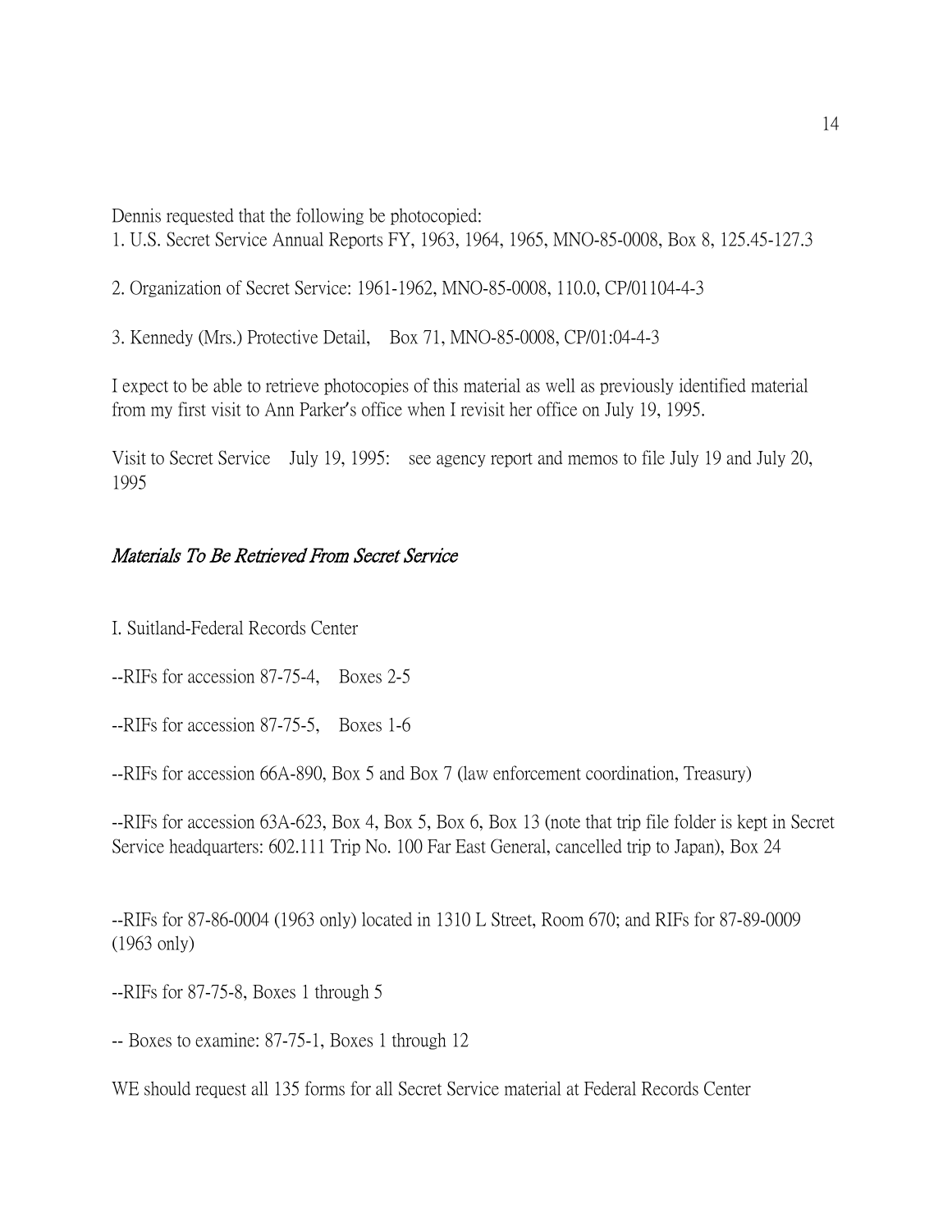Dennis requested that the following be photocopied:

1. U.S. Secret Service Annual Reports FY, 1963, 1964, 1965, MNO-85-0008, Box 8, 125.45-127.3

2. Organization of Secret Service: 1961-1962, MNO-85-0008, 110.0, CP/01104-4-3

3. Kennedy (Mrs.) Protective Detail, Box 71, MNO-85-0008, CP/01:04-4-3

I expect to be able to retrieve photocopies of this material as well as previously identified material from my first visit to Ann Parker's office when I revisit her office on July 19, 1995.

Visit to Secret Service July 19, 1995: see agency report and memos to file July 19 and July 20, 1995

*Materials To Be Retrieved From Secret Service*

I. Suitland-Federal Records Center

--RIFs for accession 87-75-4, Boxes 2-5

--RIFs for accession 87-75-5, Boxes 1-6

--RIFs for accession 66A-890, Box 5 and Box 7 (law enforcement coordination, Treasury)

--RIFs for accession 63A-623, Box 4, Box 5, Box 6, Box 13 (note that trip file folder is kept in Secret Service headquarters: 602.111 Trip No. 100 Far East General, cancelled trip to Japan), Box 24

--RIFs for 87-86-0004 (1963 only) located in 1310 L Street, Room 670; and RIFs for 87-89-0009 (1963 only)

--RIFs for 87-75-8, Boxes 1 through 5

-- Boxes to examine: 87-75-1, Boxes 1 through 12

WE should request all 135 forms for all Secret Service material at Federal Records Center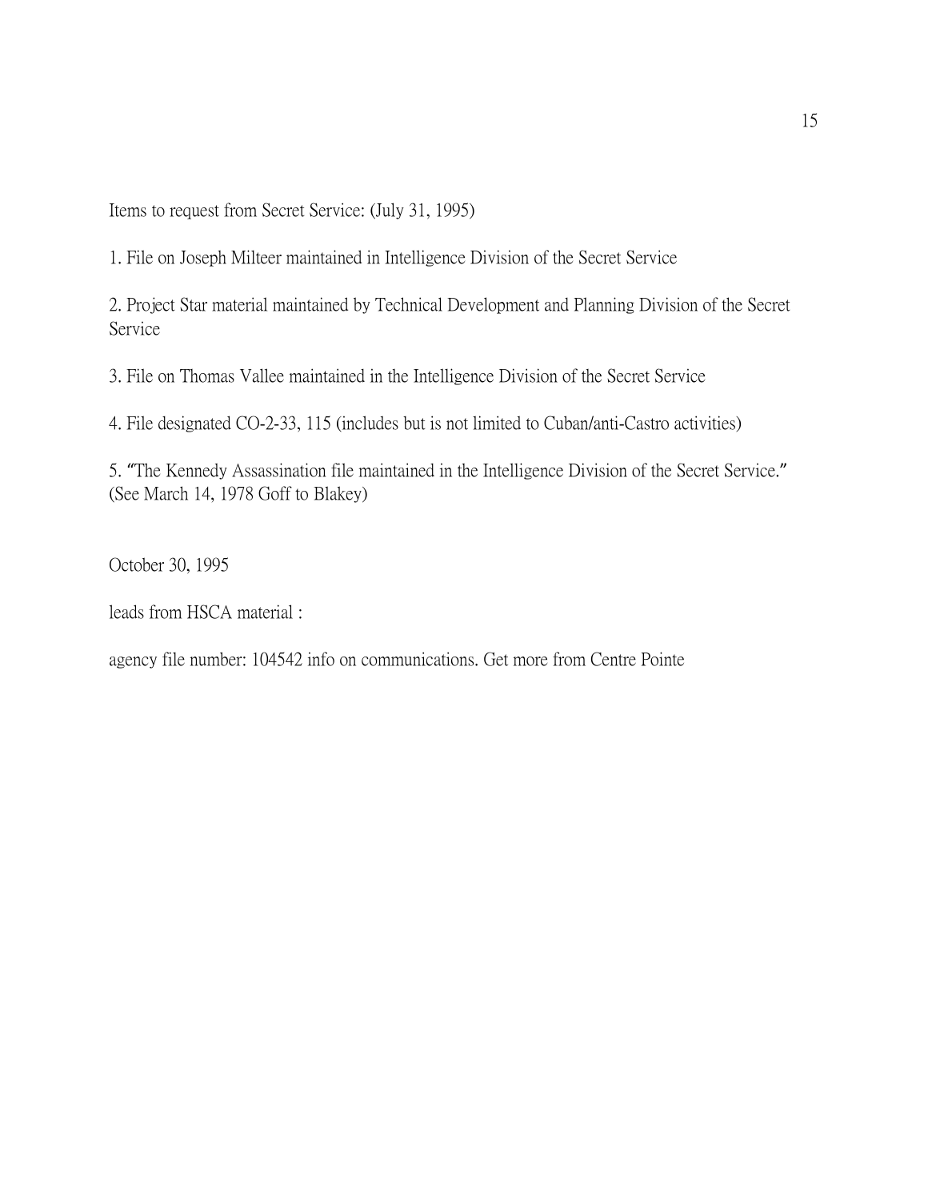Items to request from Secret Service: (July 31, 1995)

1. File on Joseph Milteer maintained in Intelligence Division of the Secret Service

2. Project Star material maintained by Technical Development and Planning Division of the Secret Service

3. File on Thomas Vallee maintained in the Intelligence Division of the Secret Service

4. File designated CO-2-33, 115 (includes but is not limited to Cuban/anti-Castro activities)

5. "The Kennedy Assassination file maintained in the Intelligence Division of the Secret Service." (See March 14, 1978 Goff to Blakey)

October 30, 1995

leads from HSCA material :

agency file number: 104542 info on communications. Get more from Centre Pointe